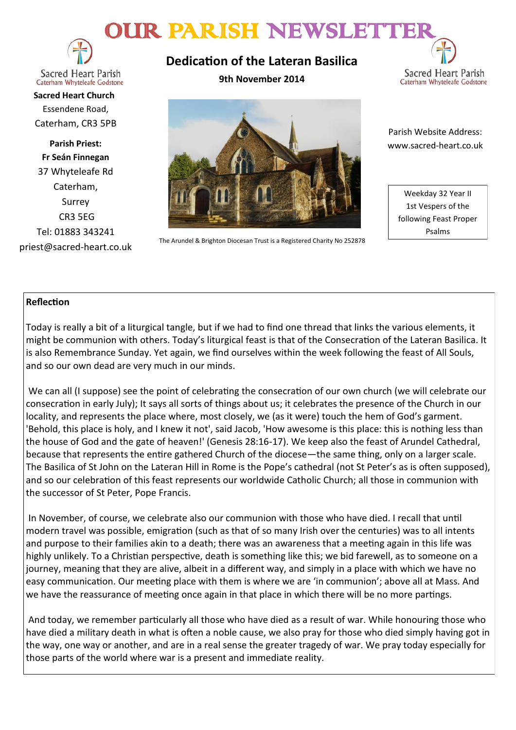# OUR PARISH NEWSLETTER

Sacred Heart Parish
Caterham Whyteleafe Godstone

**Sacred Heart Church**
Essendene Road,
Caterham, CR3 5PB

**Parish Priest:**
**Fr Seán Finnegan**
37 Whyteleafe Rd
Caterham,
Surrey
CR3 5EG
Tel: 01883 343241
priest@sacred-heart.co.uk

## Dedication of the Lateran Basilica

**9th November 2014**

The Arundel & Brighton Diocesan Trust is a Registered Charity No 252878

Sacred Heart Parish
Caterham Whyteleafe Godstone

Parish Website Address:
www.sacred-heart.co.uk

Weekday 32 Year II
1st Vespers of the following Feast Proper Psalms

### Reflection

Today is really a bit of a liturgical tangle, but if we had to find one thread that links the various elements, it might be communion with others. Today's liturgical feast is that of the Consecration of the Lateran Basilica. It is also Remembrance Sunday. Yet again, we find ourselves within the week following the feast of All Souls, and so our own dead are very much in our minds.

We can all (I suppose) see the point of celebrating the consecration of our own church (we will celebrate our consecration in early July); It says all sorts of things about us; it celebrates the presence of the Church in our locality, and represents the place where, most closely, we (as it were) touch the hem of God's garment. 'Behold, this place is holy, and I knew it not', said Jacob, 'How awesome is this place: this is nothing less than the house of God and the gate of heaven!' (Genesis 28:16-17). We keep also the feast of Arundel Cathedral, because that represents the entire gathered Church of the diocese—the same thing, only on a larger scale. The Basilica of St John on the Lateran Hill in Rome is the Pope's cathedral (not St Peter's as is often supposed), and so our celebration of this feast represents our worldwide Catholic Church; all those in communion with the successor of St Peter, Pope Francis.

In November, of course, we celebrate also our communion with those who have died. I recall that until modern travel was possible, emigration (such as that of so many Irish over the centuries) was to all intents and purpose to their families akin to a death; there was an awareness that a meeting again in this life was highly unlikely. To a Christian perspective, death is something like this; we bid farewell, as to someone on a journey, meaning that they are alive, albeit in a different way, and simply in a place with which we have no easy communication. Our meeting place with them is where we are 'in communion'; above all at Mass. And we have the reassurance of meeting once again in that place in which there will be no more partings.

And today, we remember particularly all those who have died as a result of war. While honouring those who have died a military death in what is often a noble cause, we also pray for those who died simply having got in the way, one way or another, and are in a real sense the greater tragedy of war. We pray today especially for those parts of the world where war is a present and immediate reality.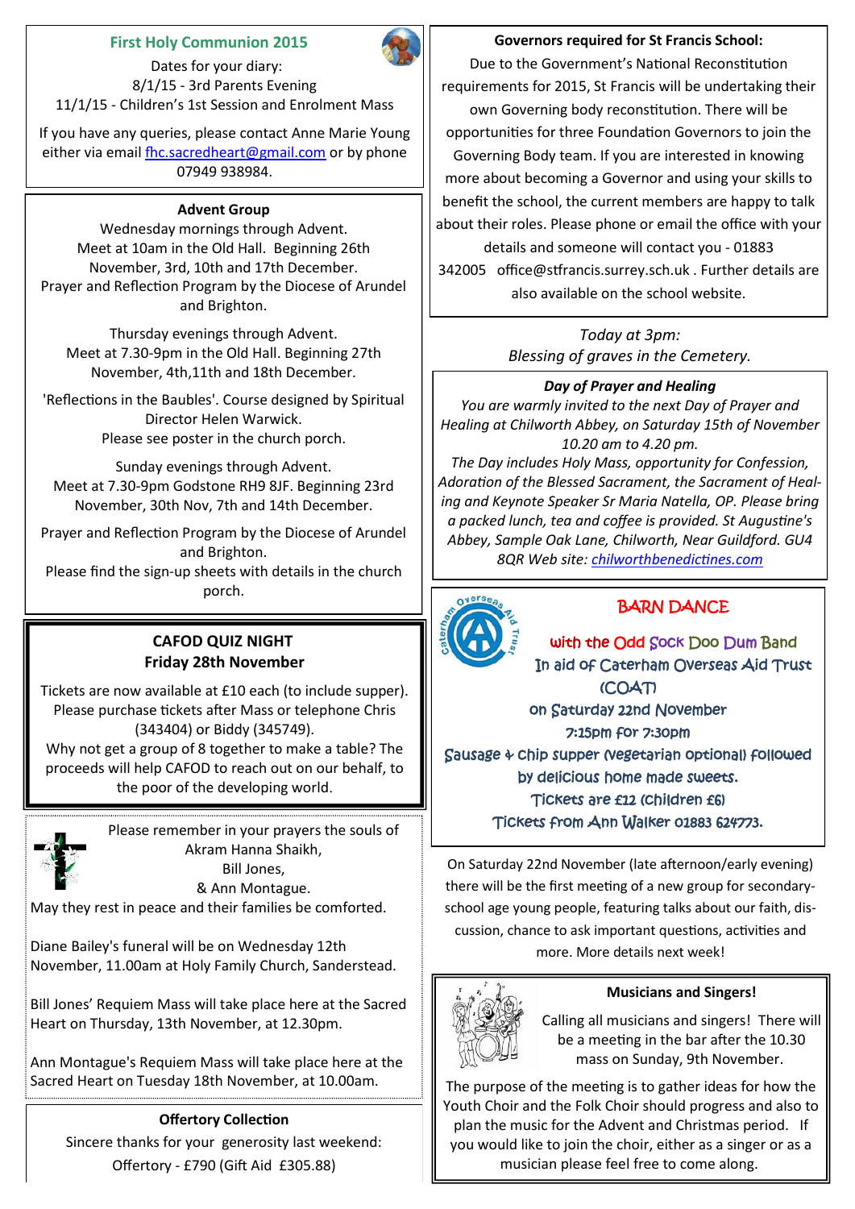## First Holy Communion 2015

Dates for your diary:
8/1/15 - 3rd Parents Evening
11/1/15 - Children's 1st Session and Enrolment Mass

If you have any queries, please contact Anne Marie Young either via email fhc.sacredheart@gmail.com or by phone 07949 938984.

### Advent Group

Wednesday mornings through Advent.
Meet at 10am in the Old Hall. Beginning 26th November, 3rd, 10th and 17th December.
Prayer and Reflection Program by the Diocese of Arundel and Brighton.

Thursday evenings through Advent.
Meet at 7.30-9pm in the Old Hall. Beginning 27th November, 4th,11th and 18th December.

'Reflections in the Baubles'. Course designed by Spiritual Director Helen Warwick.
Please see poster in the church porch.

Sunday evenings through Advent.
Meet at 7.30-9pm Godstone RH9 8JF. Beginning 23rd November, 30th Nov, 7th and 14th December.

Prayer and Reflection Program by the Diocese of Arundel and Brighton.
Please find the sign-up sheets with details in the church porch.

### CAFOD QUIZ NIGHT
**Friday 28th November**

Tickets are now available at £10 each (to include supper). Please purchase tickets after Mass or telephone Chris (343404) or Biddy (345749).
Why not get a group of 8 together to make a table? The proceeds will help CAFOD to reach out on our behalf, to the poor of the developing world.

Please remember in your prayers the souls of
Akram Hanna Shaikh,
Bill Jones,
& Ann Montague.
May they rest in peace and their families be comforted.

Diane Bailey's funeral will be on Wednesday 12th November, 11.00am at Holy Family Church, Sanderstead.

Bill Jones' Requiem Mass will take place here at the Sacred Heart on Thursday, 13th November, at 12.30pm.

Ann Montague's Requiem Mass will take place here at the Sacred Heart on Tuesday 18th November, at 10.00am.

### Offertory Collection

Sincere thanks for your generosity last weekend:
Offertory - £790 (Gift Aid £305.88)

### Governors required for St Francis School:

Due to the Government's National Reconstitution requirements for 2015, St Francis will be undertaking their own Governing body reconstitution. There will be opportunities for three Foundation Governors to join the Governing Body team. If you are interested in knowing more about becoming a Governor and using your skills to benefit the school, the current members are happy to talk about their roles. Please phone or email the office with your details and someone will contact you - 01883 342005 office@stfrancis.surrey.sch.uk . Further details are also available on the school website.

*Today at 3pm:*
*Blessing of graves in the Cemetery.*

### *Day of Prayer and Healing*

*You are warmly invited to the next Day of Prayer and Healing at Chilworth Abbey, on Saturday 15th of November 10.20 am to 4.20 pm.*
*The Day includes Holy Mass, opportunity for Confession, Adoration of the Blessed Sacrament, the Sacrament of Healing and Keynote Speaker Sr Maria Natella, OP. Please bring a packed lunch, tea and coffee is provided. St Augustine's Abbey, Sample Oak Lane, Chilworth, Near Guildford. GU4 8QR Web site: chilworthbenedictines.com*

### BARN DANCE

with the Odd Sock Doo Dum Band
In aid of Caterham Overseas Aid Trust (COAT)
on Saturday 22nd November
7:15pm for 7:30pm
Sausage & chip supper (vegetarian optional) followed by delicious home made sweets.
Tickets are £12 (children £6)
Tickets from Ann Walker 01883 624773.

On Saturday 22nd November (late afternoon/early evening) there will be the first meeting of a new group for secondary-school age young people, featuring talks about our faith, discussion, chance to ask important questions, activities and more. More details next week!

### Musicians and Singers!

Calling all musicians and singers! There will be a meeting in the bar after the 10.30 mass on Sunday, 9th November.

The purpose of the meeting is to gather ideas for how the Youth Choir and the Folk Choir should progress and also to plan the music for the Advent and Christmas period. If you would like to join the choir, either as a singer or as a musician please feel free to come along.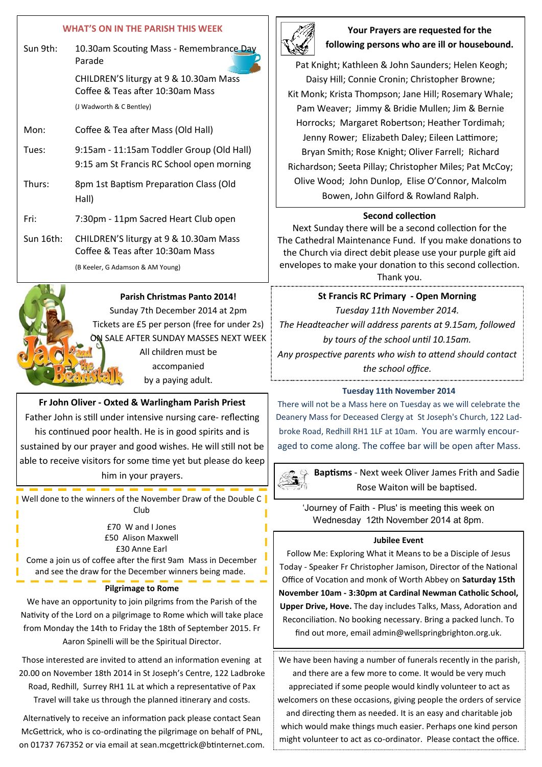## WHAT'S ON IN THE PARISH THIS WEEK

| | |
|---|---|
| Sun 9th: | 10.30am Scouting Mass - Remembrance Day Parade<br>CHILDREN'S liturgy at 9 & 10.30am Mass<br>Coffee & Teas after 10:30am Mass<br>(J Wadworth & C Bentley) |
| Mon: | Coffee & Tea after Mass (Old Hall) |
| Tues: | 9:15am - 11:15am Toddler Group (Old Hall)<br>9:15 am St Francis RC School open morning |
| Thurs: | 8pm 1st Baptism Preparation Class (Old Hall) |
| Fri: | 7:30pm - 11pm Sacred Heart Club open |
| Sun 16th: | CHILDREN'S liturgy at 9 & 10.30am Mass<br>Coffee & Teas after 10:30am Mass<br>(B Keeler, G Adamson & AM Young) |

**Parish Christmas Panto 2014!**

Sunday 7th December 2014 at 2pm

Tickets are £5 per person (free for under 2s)

ON SALE AFTER SUNDAY MASSES NEXT WEEK

All children must be accompanied by a paying adult.

**Fr John Oliver - Oxted & Warlingham Parish Priest**

Father John is still under intensive nursing care- reflecting his continued poor health. He is in good spirits and is sustained by our prayer and good wishes. He will still not be able to receive visitors for some time yet but please do keep him in your prayers.

Well done to the winners of the November Draw of the Double C Club

£70 W and I Jones
£50 Alison Maxwell
£30 Anne Earl

Come a join us of coffee after the first 9am Mass in December and see the draw for the December winners being made.

**Pilgrimage to Rome**

We have an opportunity to join pilgrims from the Parish of the Nativity of the Lord on a pilgrimage to Rome which will take place from Monday the 14th to Friday the 18th of September 2015. Fr Aaron Spinelli will be the Spiritual Director.

Those interested are invited to attend an information evening at 20.00 on November 18th 2014 in St Joseph's Centre, 122 Ladbroke Road, Redhill, Surrey RH1 1L at which a representative of Pax Travel will take us through the planned itinerary and costs.

Alternatively to receive an information pack please contact Sean McGettrick, who is co-ordinating the pilgrimage on behalf of PNL, on 01737 767352 or via email at sean.mcgettrick@btinternet.com.

**Your Prayers are requested for the following persons who are ill or housebound.**

Pat Knight; Kathleen & John Saunders; Helen Keogh; Daisy Hill; Connie Cronin; Christopher Browne; Kit Monk; Krista Thompson; Jane Hill; Rosemary Whale; Pam Weaver; Jimmy & Bridie Mullen; Jim & Bernie Horrocks; Margaret Robertson; Heather Tordimah; Jenny Rower; Elizabeth Daley; Eileen Lattimore; Bryan Smith; Rose Knight; Oliver Farrell; Richard Richardson; Seeta Pillay; Christopher Miles; Pat McCoy; Olive Wood; John Dunlop, Elise O'Connor, Malcolm Bowen, John Gilford & Rowland Ralph.

**Second collection**

Next Sunday there will be a second collection for the The Cathedral Maintenance Fund. If you make donations to the Church via direct debit please use your purple gift aid envelopes to make your donation to this second collection. Thank you.

**St Francis RC Primary - Open Morning**

*Tuesday 11th November 2014.*

*The Headteacher will address parents at 9.15am, followed by tours of the school until 10.15am.*

*Any prospective parents who wish to attend should contact the school office.*

**Tuesday 11th November 2014**

There will not be a Mass here on Tuesday as we will celebrate the Deanery Mass for Deceased Clergy at St Joseph's Church, 122 Ladbroke Road, Redhill RH1 1LF at 10am. You are warmly encouraged to come along. The coffee bar will be open after Mass.

**Baptisms** - Next week Oliver James Frith and Sadie Rose Waiton will be baptised.

'Journey of Faith - Plus' is meeting this week on Wednesday 12th November 2014 at 8pm.

**Jubilee Event**

Follow Me: Exploring What it Means to be a Disciple of Jesus Today - Speaker Fr Christopher Jamison, Director of the National Office of Vocation and monk of Worth Abbey on **Saturday 15th November 10am - 3:30pm at Cardinal Newman Catholic School, Upper Drive, Hove.** The day includes Talks, Mass, Adoration and Reconciliation. No booking necessary. Bring a packed lunch. To find out more, email admin@wellspringbrighton.org.uk.

We have been having a number of funerals recently in the parish, and there are a few more to come. It would be very much appreciated if some people would kindly volunteer to act as welcomers on these occasions, giving people the orders of service and directing them as needed. It is an easy and charitable job which would make things much easier. Perhaps one kind person might volunteer to act as co-ordinator. Please contact the office.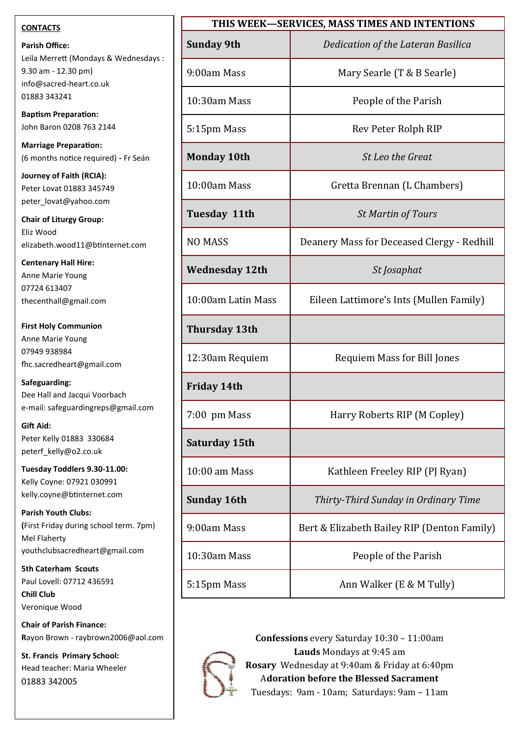## CONTACTS

**Parish Office:**
Leila Merrett (Mondays & Wednesdays : 9.30 am - 12.30 pm)
info@sacred-heart.co.uk
01883 343241

**Baptism Preparation:**
John Baron 0208 763 2144

**Marriage Preparation:**
(6 months notice required) **-** Fr Seán

**Journey of Faith (RCIA):**
Peter Lovat 01883 345749
peter_lovat@yahoo.com

**Chair of Liturgy Group:**
Eliz Wood
elizabeth.wood11@btinternet.com

**Centenary Hall Hire:**
Anne Marie Young
07724 613407
thecenthall@gmail.com

**First Holy Communion**
Anne Marie Young
07949 938984
fhc.sacredheart@gmail.com

**Safeguarding:**
Dee Hall and Jacqui Voorbach
e-mail: safeguardingreps@gmail.com

**Gift Aid:**
Peter Kelly 01883 330684
peterf_kelly@o2.co.uk

**Tuesday Toddlers 9.30-11.00:**
Kelly Coyne: 07921 030991
kelly.coyne@btinternet.com

**Parish Youth Clubs:**
**(**First Friday during school term. 7pm)
Mel Flaherty
youthclubsacredheart@gmail.com

**5th Caterham Scouts**
Paul Lovell: 07712 436591

**Chill Club**
Veronique Wood

**Chair of Parish Finance:**
**R**ayon Brown - raybrown2006@aol.com

**St. Francis Primary School:**
Head teacher: Maria Wheeler
01883 342005

## THIS WEEK—SERVICES, MASS TIMES AND INTENTIONS

| | |
|---|---|
| **Sunday 9th** | *Dedication of the Lateran Basilica* |
| 9:00am Mass | Mary Searle (T & B Searle) |
| 10:30am Mass | People of the Parish |
| 5:15pm Mass | Rev Peter Rolph RIP |
| **Monday 10th** | *St Leo the Great* |
| 10:00am Mass | Gretta Brennan (L Chambers) |
| **Tuesday 11th** | *St Martin of Tours* |
| NO MASS | Deanery Mass for Deceased Clergy - Redhill |
| **Wednesday 12th** | *St Josaphat* |
| 10:00am Latin Mass | Eileen Lattimore's Ints (Mullen Family) |
| **Thursday 13th** | |
| 12:30am Requiem | Requiem Mass for Bill Jones |
| **Friday 14th** | |
| 7:00 pm Mass | Harry Roberts RIP (M Copley) |
| **Saturday 15th** | |
| 10:00 am Mass | Kathleen Freeley RIP (PJ Ryan) |
| **Sunday 16th** | *Thirty-Third Sunday in Ordinary Time* |
| 9:00am Mass | Bert & Elizabeth Bailey RIP (Denton Family) |
| 10:30am Mass | People of the Parish |
| 5:15pm Mass | Ann Walker (E & M Tully) |

**Confessions** every Saturday 10:30 – 11:00am
**Lauds** Mondays at 9:45 am
**Rosary** Wednesday at 9:40am & Friday at 6:40pm
A**doration before the Blessed Sacrament**
Tuesdays: 9am - 10am; Saturdays: 9am – 11am